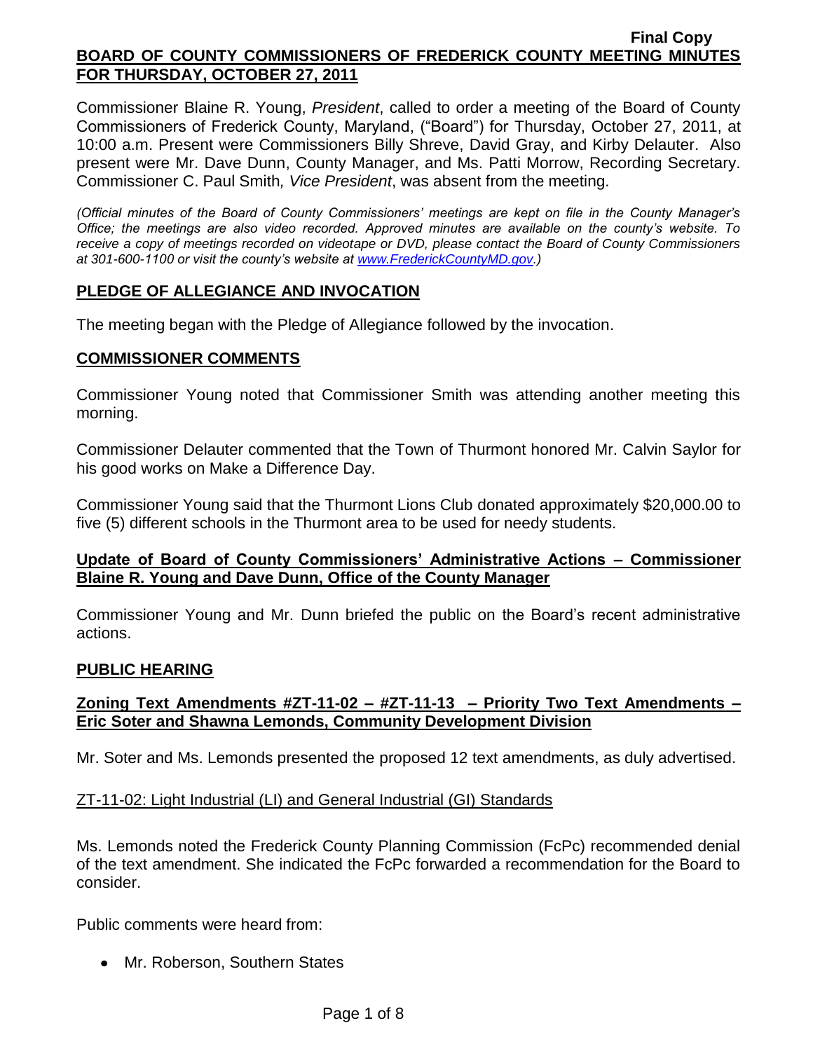**Final Copy**

# BOARD OF COUNTY COMMISSIONERS OF FREDERICK COUNTY MEETING MINUTES FOR THURSDAY, OCTOBER 27, 2011

Commissioner Blaine R. Young, *President*, called to order a meeting of the Board of County Commissioners of Frederick County, Maryland, ("Board") for Thursday, October 27, 2011, at 10:00 a.m. Present were Commissioners Billy Shreve, David Gray, and Kirby Delauter. Also present were Mr. Dave Dunn, County Manager, and Ms. Patti Morrow, Recording Secretary. Commissioner C. Paul Smith*, Vice President*, was absent from the meeting.

*(Official minutes of the Board of County Commissioners' meetings are kept on file in the County Manager's Office; the meetings are also video recorded. Approved minutes are available on the county's website. To receive a copy of meetings recorded on videotape or DVD, please contact the Board of County Commissioners at 301-600-1100 or visit the county's website at [www.FrederickCountyMD.gov](http://www.FrederickCountyMD.gov).)*

## PLEDGE OF ALLEGIANCE AND INVOCATION

The meeting began with the Pledge of Allegiance followed by the invocation.

## COMMISSIONER COMMENTS

Commissioner Young noted that Commissioner Smith was attending another meeting this morning.

Commissioner Delauter commented that the Town of Thurmont honored Mr. Calvin Saylor for his good works on Make a Difference Day.

Commissioner Young said that the Thurmont Lions Club donated approximately $20,000.00 to five (5) different schools in the Thurmont area to be used for needy students.

## Update of Board of County Commissioners' Administrative Actions – Commissioner Blaine R. Young and Dave Dunn, Office of the County Manager

Commissioner Young and Mr. Dunn briefed the public on the Board's recent administrative actions.

## PUBLIC HEARING

### Zoning Text Amendments #ZT-11-02 – #ZT-11-13 – Priority Two Text Amendments – Eric Soter and Shawna Lemonds, Community Development Division

Mr. Soter and Ms. Lemonds presented the proposed 12 text amendments, as duly advertised.

#### ZT-11-02: Light Industrial (LI) and General Industrial (GI) Standards

Ms. Lemonds noted the Frederick County Planning Commission (FcPc) recommended denial of the text amendment. She indicated the FcPc forwarded a recommendation for the Board to consider.

Public comments were heard from:

- Mr. Roberson, Southern States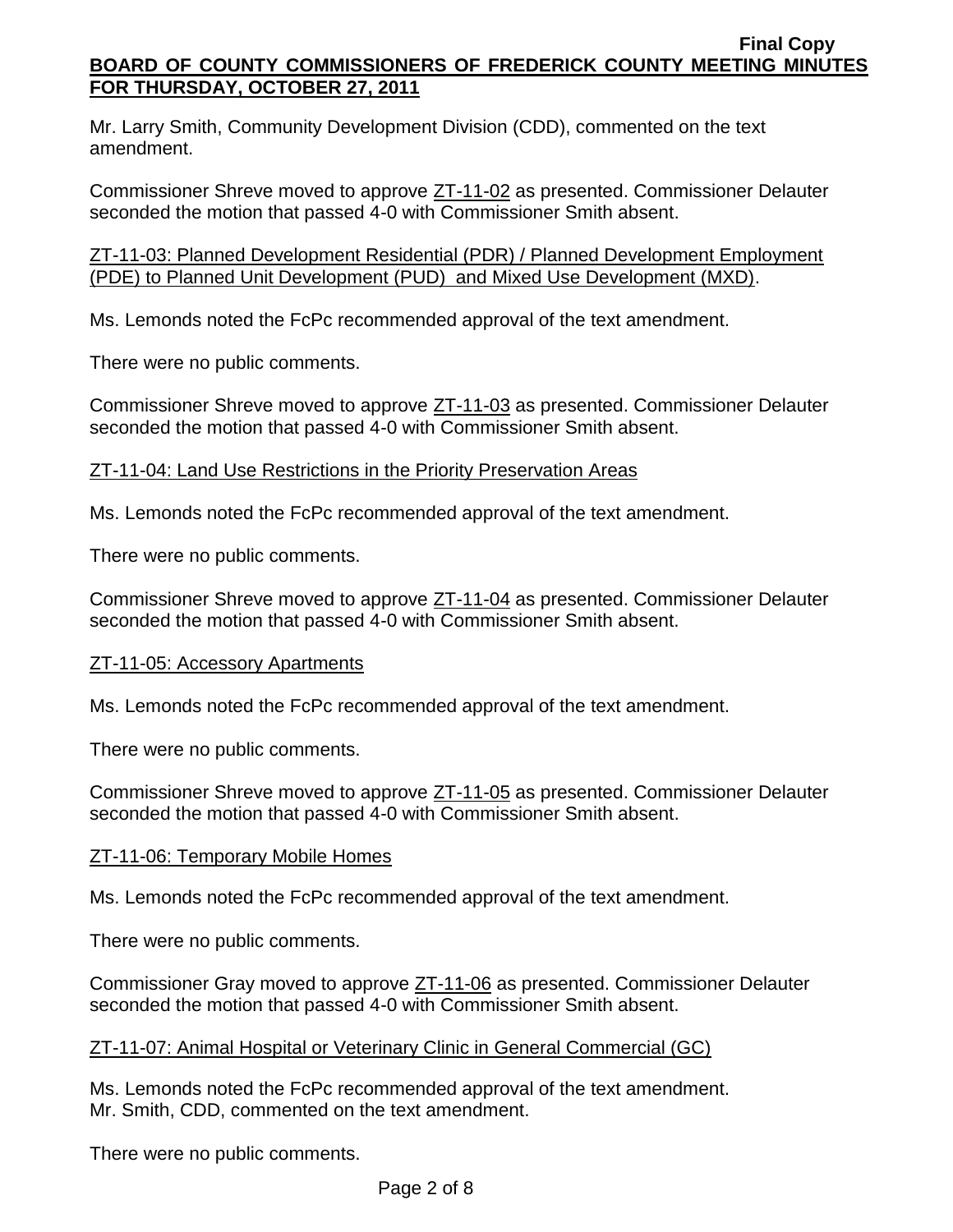Mr. Larry Smith, Community Development Division (CDD), commented on the text amendment.

Commissioner Shreve moved to approve ZT-11-02 as presented. Commissioner Delauter seconded the motion that passed 4-0 with Commissioner Smith absent.

ZT-11-03: Planned Development Residential (PDR) / Planned Development Employment (PDE) to Planned Unit Development (PUD) and Mixed Use Development (MXD).

Ms. Lemonds noted the FcPc recommended approval of the text amendment.

There were no public comments.

Commissioner Shreve moved to approve ZT-11-03 as presented. Commissioner Delauter seconded the motion that passed 4-0 with Commissioner Smith absent.

ZT-11-04: Land Use Restrictions in the Priority Preservation Areas

Ms. Lemonds noted the FcPc recommended approval of the text amendment.

There were no public comments.

Commissioner Shreve moved to approve ZT-11-04 as presented. Commissioner Delauter seconded the motion that passed 4-0 with Commissioner Smith absent.

ZT-11-05: Accessory Apartments

Ms. Lemonds noted the FcPc recommended approval of the text amendment.

There were no public comments.

Commissioner Shreve moved to approve ZT-11-05 as presented. Commissioner Delauter seconded the motion that passed 4-0 with Commissioner Smith absent.

ZT-11-06: Temporary Mobile Homes

Ms. Lemonds noted the FcPc recommended approval of the text amendment.

There were no public comments.

Commissioner Gray moved to approve ZT-11-06 as presented. Commissioner Delauter seconded the motion that passed 4-0 with Commissioner Smith absent.

ZT-11-07: Animal Hospital or Veterinary Clinic in General Commercial (GC)

Ms. Lemonds noted the FcPc recommended approval of the text amendment.
Mr. Smith, CDD, commented on the text amendment.

There were no public comments.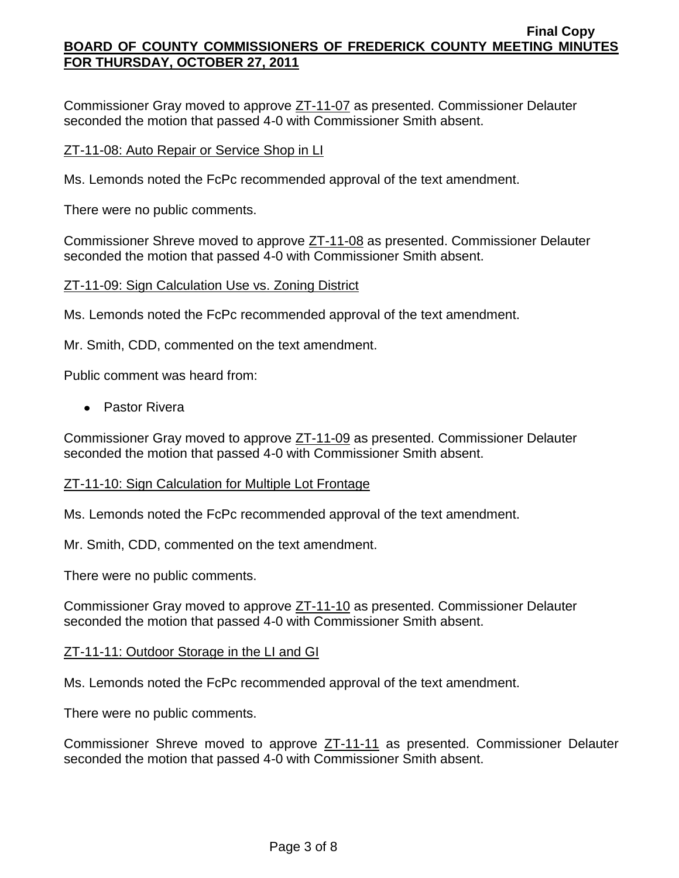Commissioner Gray moved to approve ZT-11-07 as presented. Commissioner Delauter seconded the motion that passed 4-0 with Commissioner Smith absent.

ZT-11-08: Auto Repair or Service Shop in LI

Ms. Lemonds noted the FcPc recommended approval of the text amendment.

There were no public comments.

Commissioner Shreve moved to approve ZT-11-08 as presented. Commissioner Delauter seconded the motion that passed 4-0 with Commissioner Smith absent.

ZT-11-09: Sign Calculation Use vs. Zoning District

Ms. Lemonds noted the FcPc recommended approval of the text amendment.

Mr. Smith, CDD, commented on the text amendment.

Public comment was heard from:

- Pastor Rivera

Commissioner Gray moved to approve ZT-11-09 as presented. Commissioner Delauter seconded the motion that passed 4-0 with Commissioner Smith absent.

ZT-11-10: Sign Calculation for Multiple Lot Frontage

Ms. Lemonds noted the FcPc recommended approval of the text amendment.

Mr. Smith, CDD, commented on the text amendment.

There were no public comments.

Commissioner Gray moved to approve ZT-11-10 as presented. Commissioner Delauter seconded the motion that passed 4-0 with Commissioner Smith absent.

ZT-11-11: Outdoor Storage in the LI and GI

Ms. Lemonds noted the FcPc recommended approval of the text amendment.

There were no public comments.

Commissioner Shreve moved to approve ZT-11-11 as presented. Commissioner Delauter seconded the motion that passed 4-0 with Commissioner Smith absent.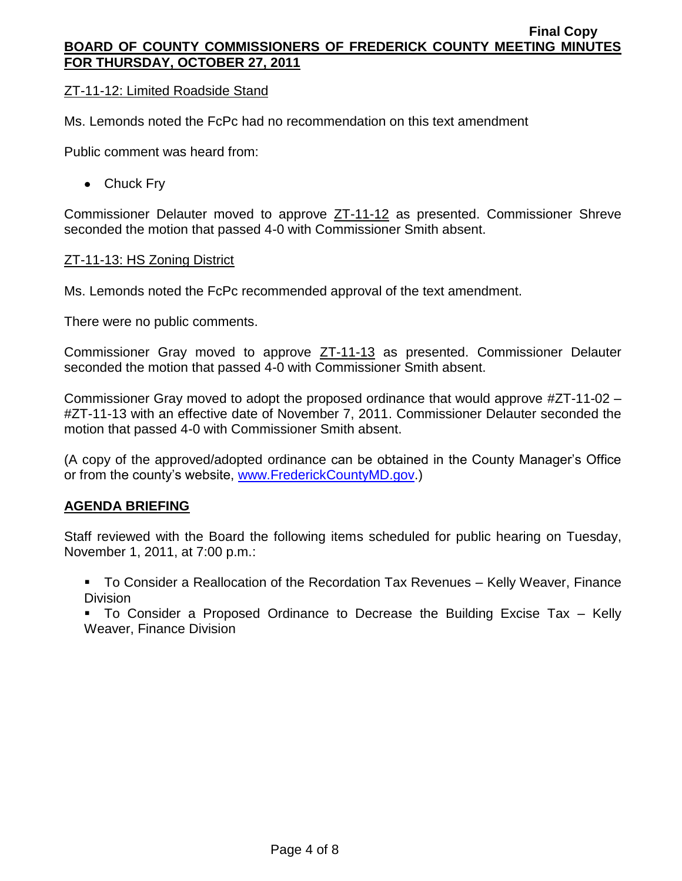ZT-11-12: Limited Roadside Stand

Ms. Lemonds noted the FcPc had no recommendation on this text amendment

Public comment was heard from:

- Chuck Fry

Commissioner Delauter moved to approve ZT-11-12 as presented. Commissioner Shreve seconded the motion that passed 4-0 with Commissioner Smith absent.

ZT-11-13: HS Zoning District

Ms. Lemonds noted the FcPc recommended approval of the text amendment.

There were no public comments.

Commissioner Gray moved to approve ZT-11-13 as presented. Commissioner Delauter seconded the motion that passed 4-0 with Commissioner Smith absent.

Commissioner Gray moved to adopt the proposed ordinance that would approve #ZT-11-02 – #ZT-11-13 with an effective date of November 7, 2011. Commissioner Delauter seconded the motion that passed 4-0 with Commissioner Smith absent.

(A copy of the approved/adopted ordinance can be obtained in the County Manager's Office or from the county's website, www.FrederickCountyMD.gov.)

## AGENDA BRIEFING

Staff reviewed with the Board the following items scheduled for public hearing on Tuesday, November 1, 2011, at 7:00 p.m.:

- To Consider a Reallocation of the Recordation Tax Revenues – Kelly Weaver, Finance Division
- To Consider a Proposed Ordinance to Decrease the Building Excise Tax – Kelly Weaver, Finance Division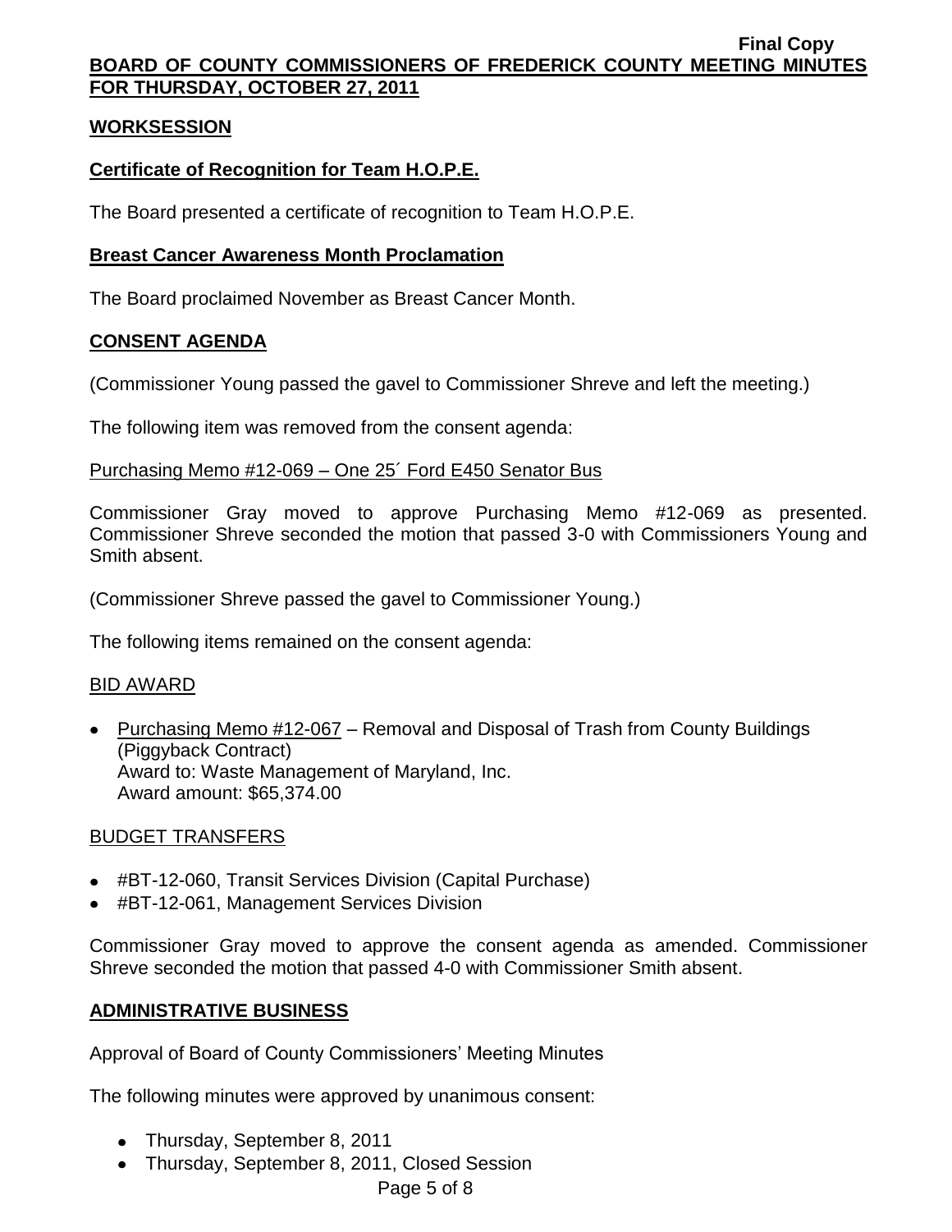## WORKSESSION

### Certificate of Recognition for Team H.O.P.E.

The Board presented a certificate of recognition to Team H.O.P.E.

### Breast Cancer Awareness Month Proclamation

The Board proclaimed November as Breast Cancer Month.

## CONSENT AGENDA

(Commissioner Young passed the gavel to Commissioner Shreve and left the meeting.)

The following item was removed from the consent agenda:

Purchasing Memo #12-069 – One 25´ Ford E450 Senator Bus

Commissioner Gray moved to approve Purchasing Memo #12-069 as presented. Commissioner Shreve seconded the motion that passed 3-0 with Commissioners Young and Smith absent.

(Commissioner Shreve passed the gavel to Commissioner Young.)

The following items remained on the consent agenda:

BID AWARD

- Purchasing Memo #12-067 – Removal and Disposal of Trash from County Buildings (Piggyback Contract)
  Award to: Waste Management of Maryland, Inc.
  Award amount: $65,374.00

BUDGET TRANSFERS

- #BT-12-060, Transit Services Division (Capital Purchase)
- #BT-12-061, Management Services Division

Commissioner Gray moved to approve the consent agenda as amended. Commissioner Shreve seconded the motion that passed 4-0 with Commissioner Smith absent.

## ADMINISTRATIVE BUSINESS

Approval of Board of County Commissioners' Meeting Minutes

The following minutes were approved by unanimous consent:

- Thursday, September 8, 2011
- Thursday, September 8, 2011, Closed Session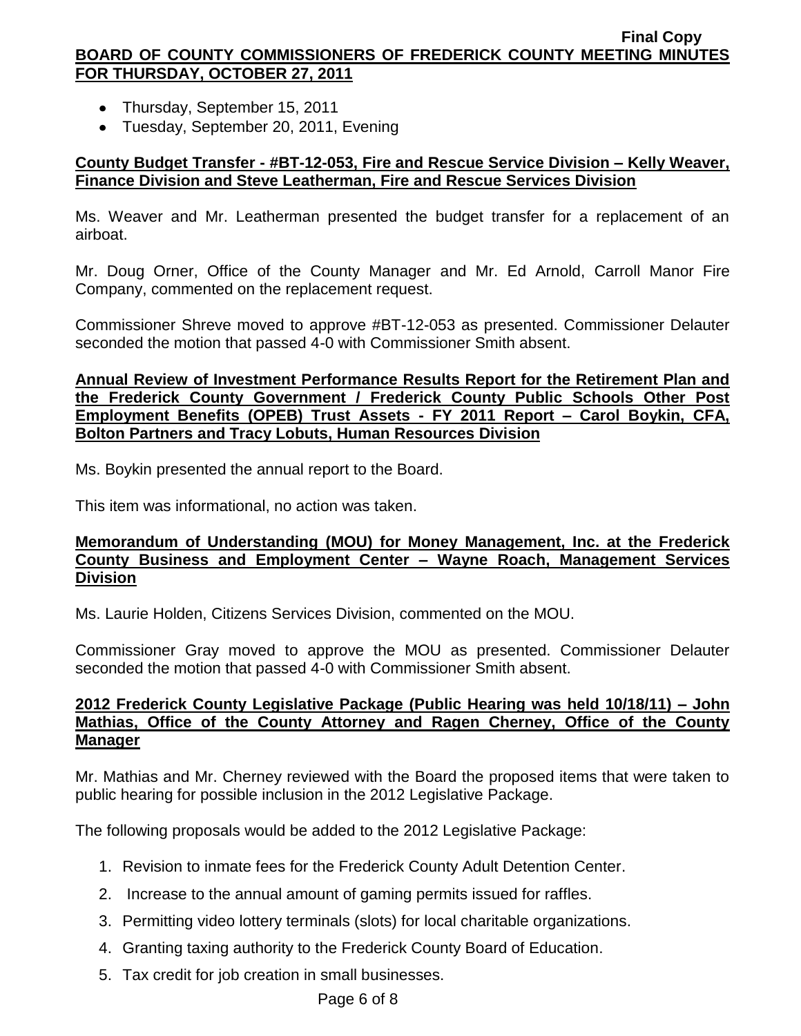- Thursday, September 15, 2011
- Tuesday, September 20, 2011, Evening

**County Budget Transfer - #BT-12-053, Fire and Rescue Service Division – Kelly Weaver, Finance Division and Steve Leatherman, Fire and Rescue Services Division**

Ms. Weaver and Mr. Leatherman presented the budget transfer for a replacement of an airboat.

Mr. Doug Orner, Office of the County Manager and Mr. Ed Arnold, Carroll Manor Fire Company, commented on the replacement request.

Commissioner Shreve moved to approve #BT-12-053 as presented. Commissioner Delauter seconded the motion that passed 4-0 with Commissioner Smith absent.

**Annual Review of Investment Performance Results Report for the Retirement Plan and the Frederick County Government / Frederick County Public Schools Other Post Employment Benefits (OPEB) Trust Assets - FY 2011 Report – Carol Boykin, CFA, Bolton Partners and Tracy Lobuts, Human Resources Division**

Ms. Boykin presented the annual report to the Board.

This item was informational, no action was taken.

**Memorandum of Understanding (MOU) for Money Management, Inc. at the Frederick County Business and Employment Center – Wayne Roach, Management Services Division**

Ms. Laurie Holden, Citizens Services Division, commented on the MOU.

Commissioner Gray moved to approve the MOU as presented. Commissioner Delauter seconded the motion that passed 4-0 with Commissioner Smith absent.

**2012 Frederick County Legislative Package (Public Hearing was held 10/18/11) – John Mathias, Office of the County Attorney and Ragen Cherney, Office of the County Manager**

Mr. Mathias and Mr. Cherney reviewed with the Board the proposed items that were taken to public hearing for possible inclusion in the 2012 Legislative Package.

The following proposals would be added to the 2012 Legislative Package:

1. Revision to inmate fees for the Frederick County Adult Detention Center.
2. Increase to the annual amount of gaming permits issued for raffles.
3. Permitting video lottery terminals (slots) for local charitable organizations.
4. Granting taxing authority to the Frederick County Board of Education.
5. Tax credit for job creation in small businesses.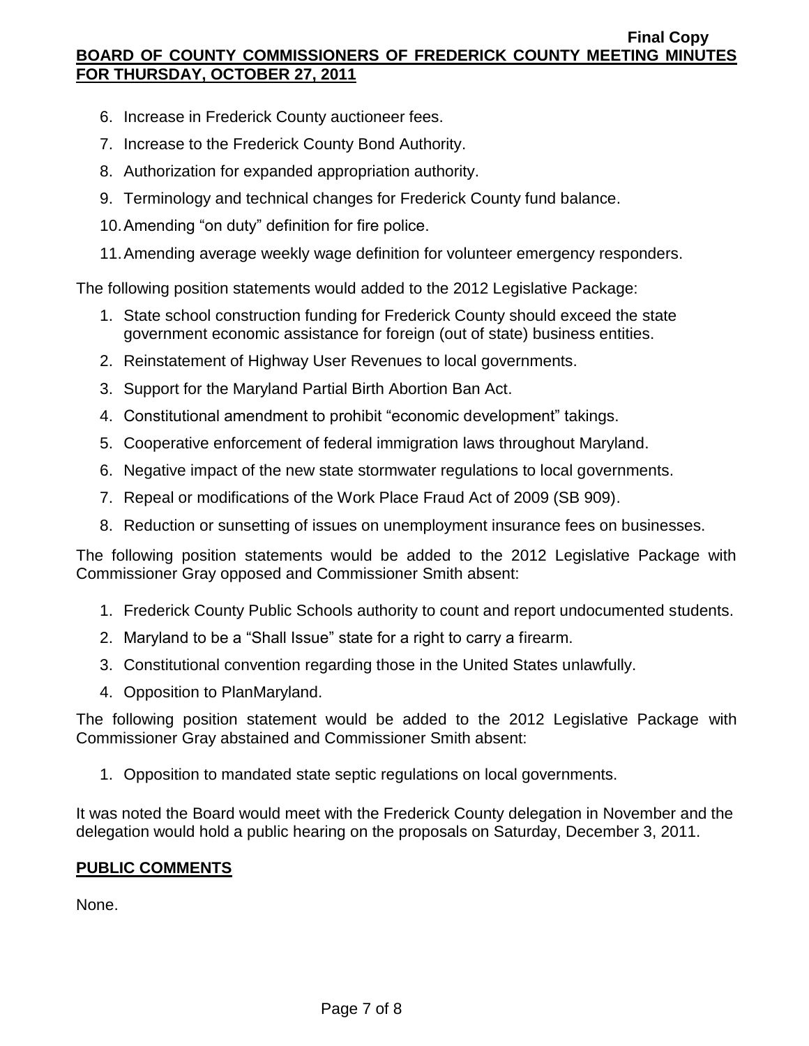6. Increase in Frederick County auctioneer fees.
7. Increase to the Frederick County Bond Authority.
8. Authorization for expanded appropriation authority.
9. Terminology and technical changes for Frederick County fund balance.
10. Amending "on duty" definition for fire police.
11. Amending average weekly wage definition for volunteer emergency responders.

The following position statements would added to the 2012 Legislative Package:

1. State school construction funding for Frederick County should exceed the state government economic assistance for foreign (out of state) business entities.
2. Reinstatement of Highway User Revenues to local governments.
3. Support for the Maryland Partial Birth Abortion Ban Act.
4. Constitutional amendment to prohibit "economic development" takings.
5. Cooperative enforcement of federal immigration laws throughout Maryland.
6. Negative impact of the new state stormwater regulations to local governments.
7. Repeal or modifications of the Work Place Fraud Act of 2009 (SB 909).
8. Reduction or sunsetting of issues on unemployment insurance fees on businesses.

The following position statements would be added to the 2012 Legislative Package with Commissioner Gray opposed and Commissioner Smith absent:

1. Frederick County Public Schools authority to count and report undocumented students.
2. Maryland to be a "Shall Issue" state for a right to carry a firearm.
3. Constitutional convention regarding those in the United States unlawfully.
4. Opposition to PlanMaryland.

The following position statement would be added to the 2012 Legislative Package with Commissioner Gray abstained and Commissioner Smith absent:

1. Opposition to mandated state septic regulations on local governments.

It was noted the Board would meet with the Frederick County delegation in November and the delegation would hold a public hearing on the proposals on Saturday, December 3, 2011.

## PUBLIC COMMENTS

None.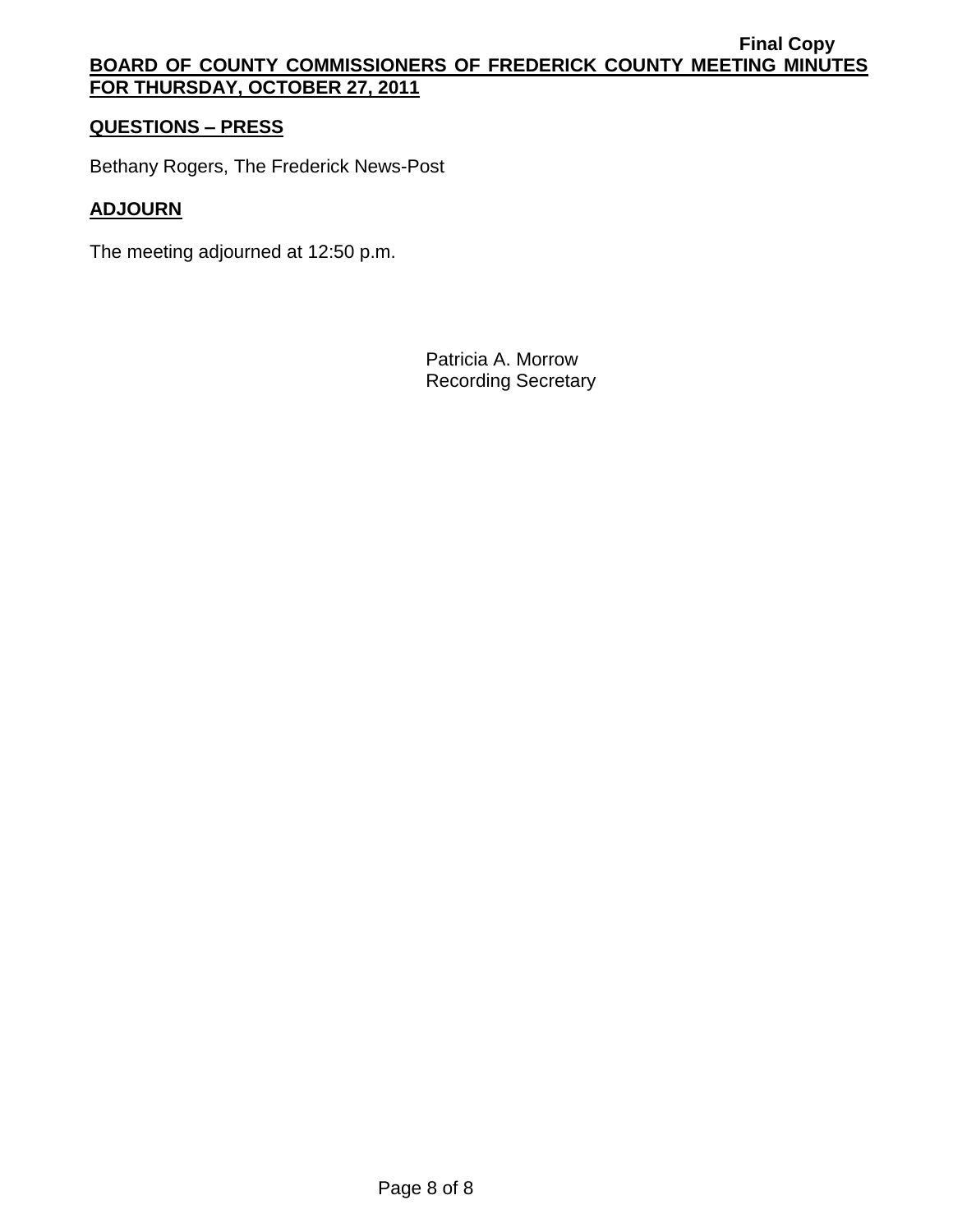## QUESTIONS – PRESS

Bethany Rogers, The Frederick News-Post

## ADJOURN

The meeting adjourned at 12:50 p.m.

Patricia A. Morrow
Recording Secretary